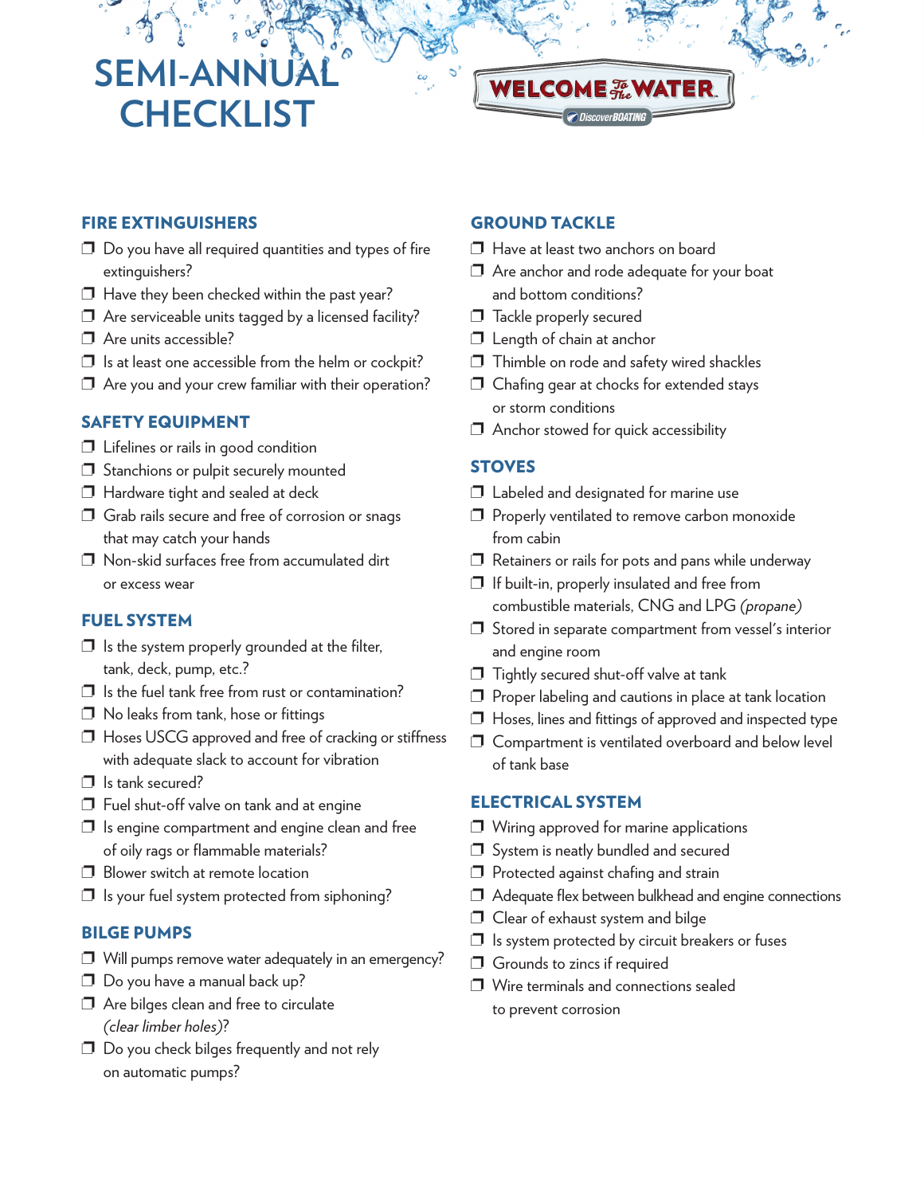# SEMI-ANNUAL CHECKLIST

WELCOME To The WATER

DiscoverBOATING

## FIRE EXTINGUISHERS

- ❒ Do you have all required quantities and types of fire extinguishers?
- ❒ Have they been checked within the past year?
- ❒ Are serviceable units tagged by a licensed facility?
- ❒ Are units accessible?
- ❒ Is at least one accessible from the helm or cockpit?
- ❒ Are you and your crew familiar with their operation?

## SAFETY EQUIPMENT

- ❒ Lifelines or rails in good condition
- ❒ Stanchions or pulpit securely mounted
- ❒ Hardware tight and sealed at deck
- ❒ Grab rails secure and free of corrosion or snags that may catch your hands
- ❒ Non-skid surfaces free from accumulated dirt or excess wear

## FUEL SYSTEM

- ❒ Is the system properly grounded at the filter, tank, deck, pump, etc.?
- ❒ Is the fuel tank free from rust or contamination?
- ❒ No leaks from tank, hose or fittings
- ❒ Hoses USCG approved and free of cracking or stiffness with adequate slack to account for vibration
- ❒ Is tank secured?
- ❒ Fuel shut-off valve on tank and at engine
- ❒ Is engine compartment and engine clean and free of oily rags or flammable materials?
- ❒ Blower switch at remote location
- ❒ Is your fuel system protected from siphoning?

## BILGE PUMPS

- ❒ Will pumps remove water adequately in an emergency?
- ❒ Do you have a manual back up?
- ❒ Are bilges clean and free to circulate *(clear limber holes)*?
- ❒ Do you check bilges frequently and not rely on automatic pumps?

## GROUND TACKLE

- ❒ Have at least two anchors on board
- ❒ Are anchor and rode adequate for your boat and bottom conditions?
- ❒ Tackle properly secured
- ❒ Length of chain at anchor
- ❒ Thimble on rode and safety wired shackles
- ❒ Chafing gear at chocks for extended stays or storm conditions
- ❒ Anchor stowed for quick accessibility

## STOVES

- ❒ Labeled and designated for marine use
- ❒ Properly ventilated to remove carbon monoxide from cabin
- ❒ Retainers or rails for pots and pans while underway
- ❒ If built-in, properly insulated and free from combustible materials, CNG and LPG *(propane)*
- ❒ Stored in separate compartment from vessel's interior and engine room
- ❒ Tightly secured shut-off valve at tank
- ❒ Proper labeling and cautions in place at tank location
- ❒ Hoses, lines and fittings of approved and inspected type
- ❒ Compartment is ventilated overboard and below level of tank base

## ELECTRICAL SYSTEM

- ❒ Wiring approved for marine applications
- ❒ System is neatly bundled and secured
- ❒ Protected against chafing and strain
- ❒ Adequate flex between bulkhead and engine connections
- ❒ Clear of exhaust system and bilge
- ❒ Is system protected by circuit breakers or fuses
- ❒ Grounds to zincs if required
- ❒ Wire terminals and connections sealed to prevent corrosion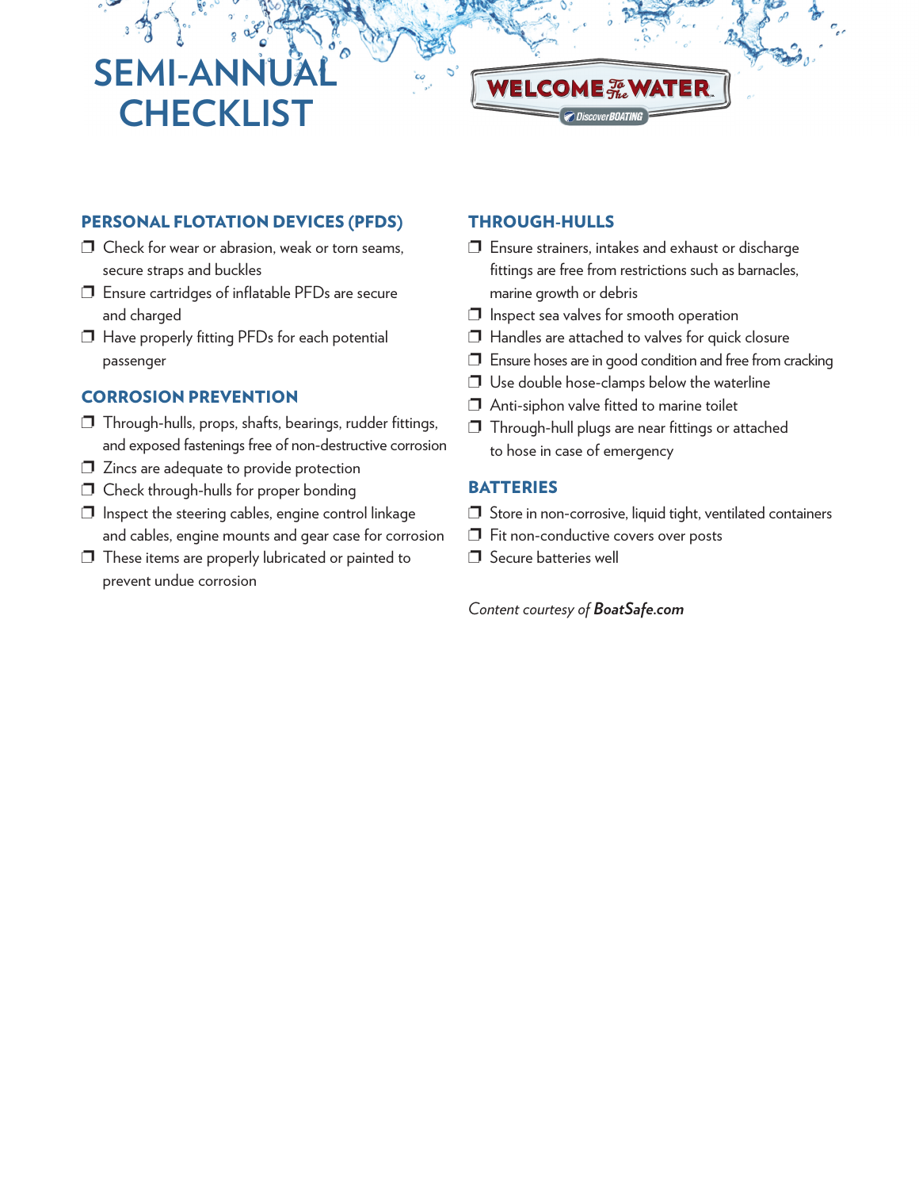# SEMI-ANNUAL CHECKLIST

WELCOME To The WATER

DiscoverBOATING

## PERSONAL FLOTATION DEVICES (PFDS)

- ❒ Check for wear or abrasion, weak or torn seams, secure straps and buckles
- ❒ Ensure cartridges of inflatable PFDs are secure and charged
- ❒ Have properly fitting PFDs for each potential passenger

## CORROSION PREVENTION

- ❒ Through-hulls, props, shafts, bearings, rudder fittings, and exposed fastenings free of non-destructive corrosion
- ❒ Zincs are adequate to provide protection
- ❒ Check through-hulls for proper bonding
- ❒ Inspect the steering cables, engine control linkage and cables, engine mounts and gear case for corrosion
- ❒ These items are properly lubricated or painted to prevent undue corrosion

## THROUGH-HULLS

- ❒ Ensure strainers, intakes and exhaust or discharge fittings are free from restrictions such as barnacles, marine growth or debris
- ❒ Inspect sea valves for smooth operation
- ❒ Handles are attached to valves for quick closure
- ❒ Ensure hoses are in good condition and free from cracking
- ❒ Use double hose-clamps below the waterline
- ❒ Anti-siphon valve fitted to marine toilet
- ❒ Through-hull plugs are near fittings or attached to hose in case of emergency

## BATTERIES

- ❒ Store in non-corrosive, liquid tight, ventilated containers
- ❒ Fit non-conductive covers over posts
- ❒ Secure batteries well

*Content courtesy of* ***BoatSafe.com***